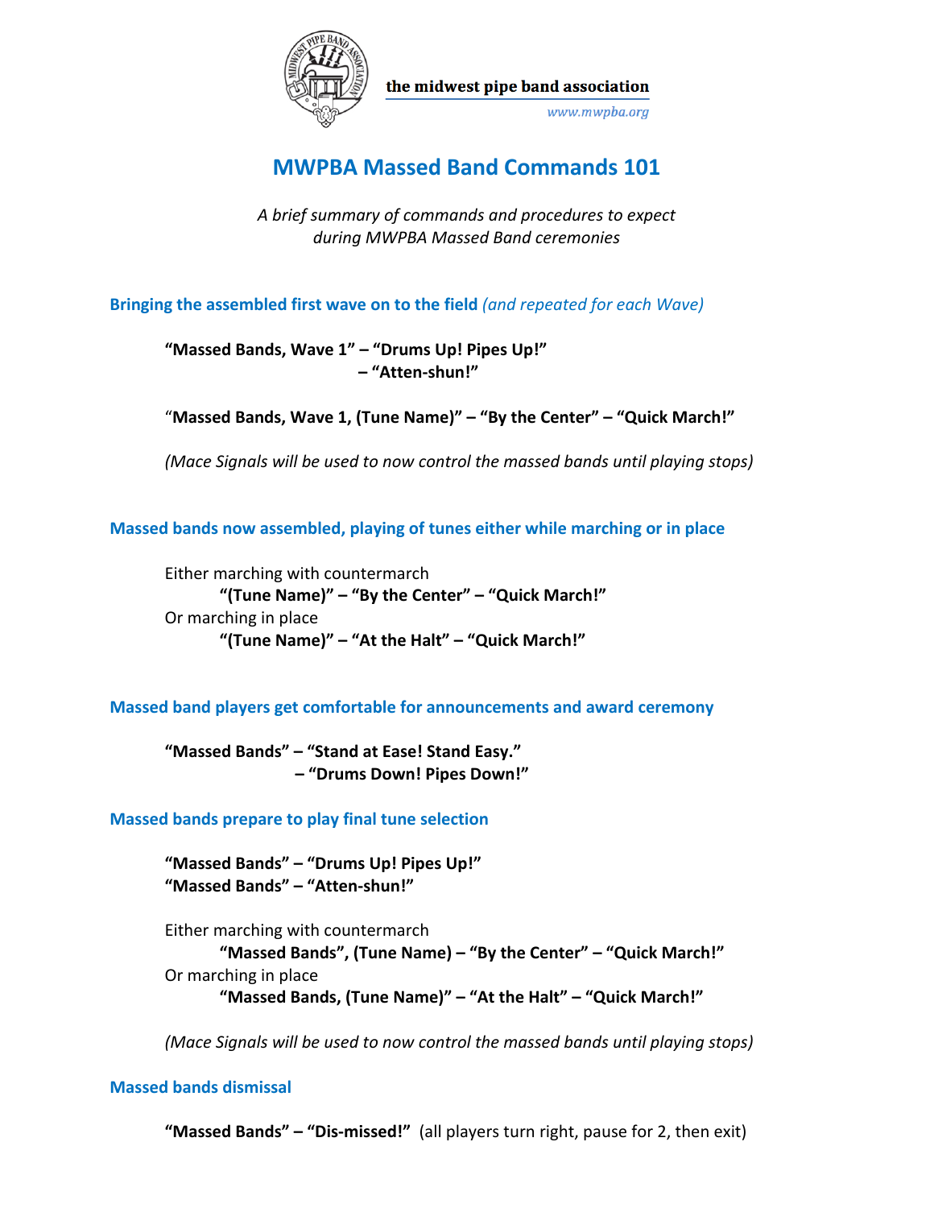the midwest pipe band association

www.mwpba.org

# MWPBA Massed Band Commands 101

*A brief summary of commands and procedures to expect during MWPBA Massed Band ceremonies*

## Bringing the assembled first wave on to the field *(and repeated for each Wave)*

**"Massed Bands, Wave 1" – "Drums Up! Pipes Up!"**
**– "Atten-shun!"**

"**Massed Bands, Wave 1, (Tune Name)" – "By the Center" – "Quick March!"**

*(Mace Signals will be used to now control the massed bands until playing stops)*

## Massed bands now assembled, playing of tunes either while marching or in place

Either marching with countermarch
**"(Tune Name)" – "By the Center" – "Quick March!"**
Or marching in place
**"(Tune Name)" – "At the Halt" – "Quick March!"**

## Massed band players get comfortable for announcements and award ceremony

**"Massed Bands" – "Stand at Ease! Stand Easy."**
**– "Drums Down! Pipes Down!"**

## Massed bands prepare to play final tune selection

**"Massed Bands" – "Drums Up! Pipes Up!"**
**"Massed Bands" – "Atten-shun!"**

Either marching with countermarch
**"Massed Bands", (Tune Name) – "By the Center" – "Quick March!"**
Or marching in place
**"Massed Bands, (Tune Name)" – "At the Halt" – "Quick March!"**

*(Mace Signals will be used to now control the massed bands until playing stops)*

## Massed bands dismissal

**"Massed Bands" – "Dis-missed!"** (all players turn right, pause for 2, then exit)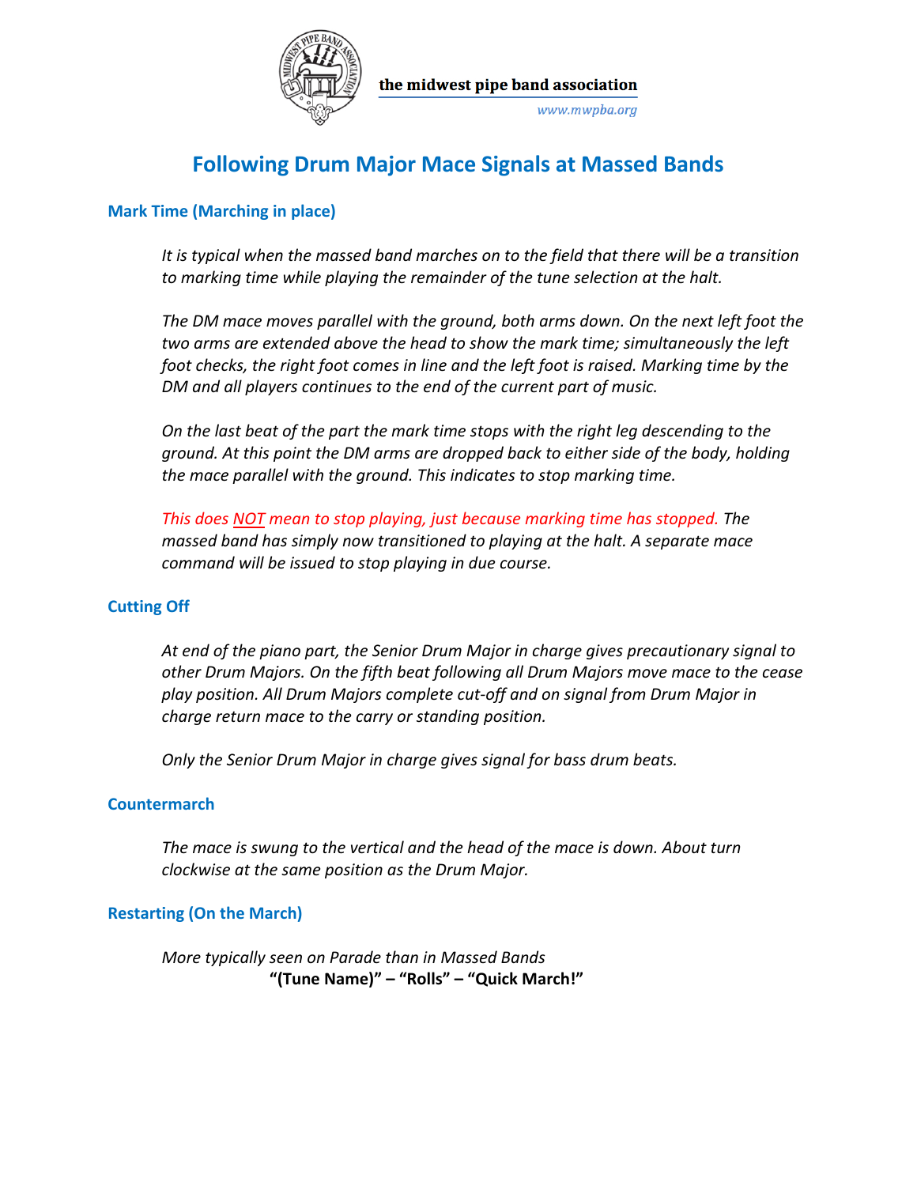the midwest pipe band association

www.mwpba.org

# Following Drum Major Mace Signals at Massed Bands

## Mark Time (Marching in place)

*It is typical when the massed band marches on to the field that there will be a transition to marking time while playing the remainder of the tune selection at the halt.*

*The DM mace moves parallel with the ground, both arms down. On the next left foot the two arms are extended above the head to show the mark time; simultaneously the left foot checks, the right foot comes in line and the left foot is raised. Marking time by the DM and all players continues to the end of the current part of music.*

*On the last beat of the part the mark time stops with the right leg descending to the ground. At this point the DM arms are dropped back to either side of the body, holding the mace parallel with the ground. This indicates to stop marking time.*

*This does NOT mean to stop playing, just because marking time has stopped. The massed band has simply now transitioned to playing at the halt. A separate mace command will be issued to stop playing in due course.*

## Cutting Off

*At end of the piano part, the Senior Drum Major in charge gives precautionary signal to other Drum Majors. On the fifth beat following all Drum Majors move mace to the cease play position. All Drum Majors complete cut-off and on signal from Drum Major in charge return mace to the carry or standing position.*

*Only the Senior Drum Major in charge gives signal for bass drum beats.*

## Countermarch

*The mace is swung to the vertical and the head of the mace is down. About turn clockwise at the same position as the Drum Major.*

## Restarting (On the March)

*More typically seen on Parade than in Massed Bands*

**"(Tune Name)" – "Rolls" – "Quick March!"**